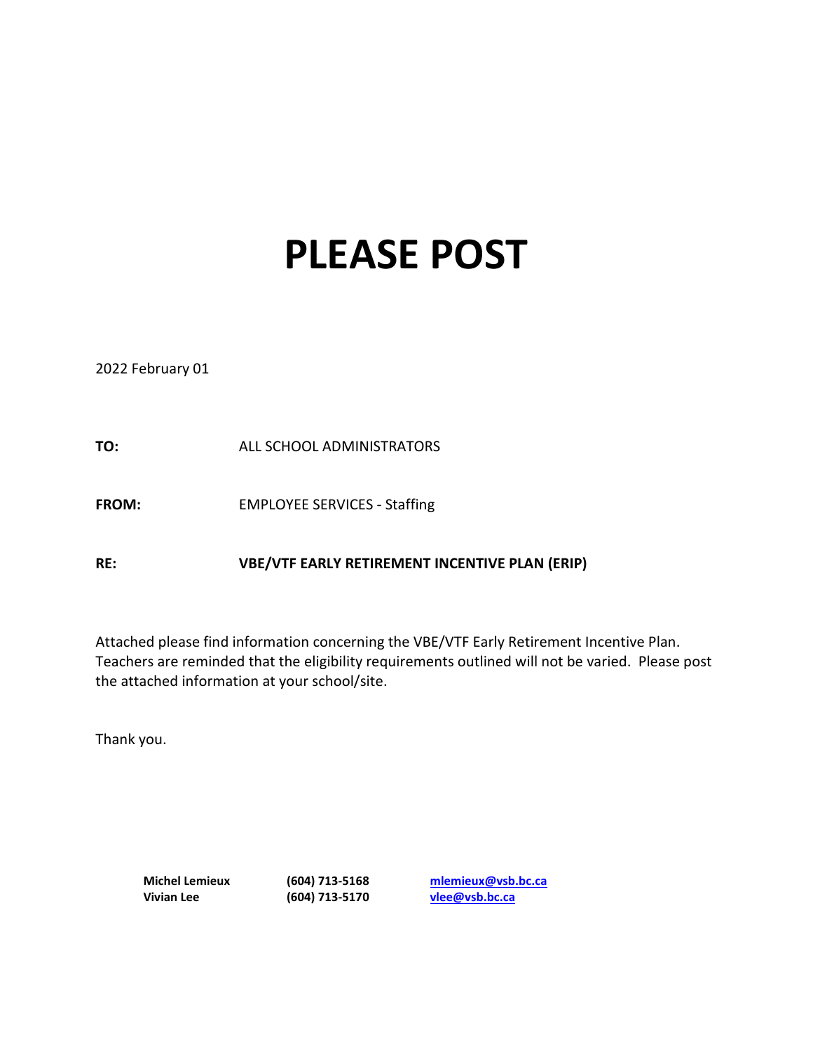# PLEASE POST

2022 February 01

**TO:** ALL SCHOOL ADMINISTRATORS

**FROM:** EMPLOYEE SERVICES - Staffing

**RE:** **VBE/VTF EARLY RETIREMENT INCENTIVE PLAN (ERIP)**

Attached please find information concerning the VBE/VTF Early Retirement Incentive Plan. Teachers are reminded that the eligibility requirements outlined will not be varied. Please post the attached information at your school/site.

Thank you.

| | | |
|---|---|---|
| **Michel Lemieux** | **(604) 713-5168** | **mlemieux@vsb.bc.ca** |
| **Vivian Lee** | **(604) 713-5170** | **vlee@vsb.bc.ca** |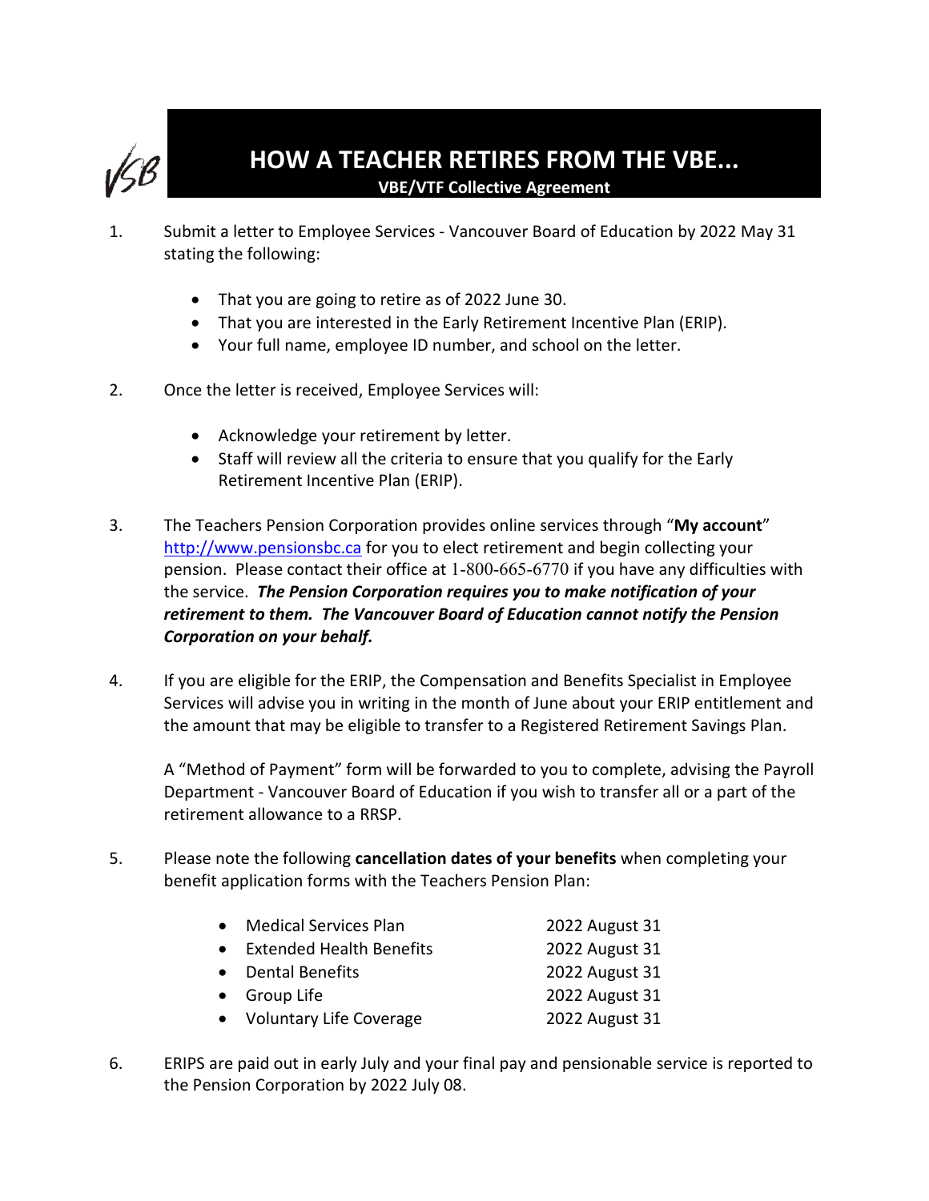# HOW A TEACHER RETIRES FROM THE VBE...

**VBE/VTF Collective Agreement**

1. Submit a letter to Employee Services - Vancouver Board of Education by 2022 May 31 stating the following:

   - That you are going to retire as of 2022 June 30.
   - That you are interested in the Early Retirement Incentive Plan (ERIP).
   - Your full name, employee ID number, and school on the letter.

2. Once the letter is received, Employee Services will:

   - Acknowledge your retirement by letter.
   - Staff will review all the criteria to ensure that you qualify for the Early Retirement Incentive Plan (ERIP).

3. The Teachers Pension Corporation provides online services through "**My account**" http://www.pensionsbc.ca for you to elect retirement and begin collecting your pension. Please contact their office at 1-800-665-6770 if you have any difficulties with the service. ***The Pension Corporation requires you to make notification of your retirement to them. The Vancouver Board of Education cannot notify the Pension Corporation on your behalf.***

4. If you are eligible for the ERIP, the Compensation and Benefits Specialist in Employee Services will advise you in writing in the month of June about your ERIP entitlement and the amount that may be eligible to transfer to a Registered Retirement Savings Plan.

   A "Method of Payment" form will be forwarded to you to complete, advising the Payroll Department - Vancouver Board of Education if you wish to transfer all or a part of the retirement allowance to a RRSP.

5. Please note the following **cancellation dates of your benefits** when completing your benefit application forms with the Teachers Pension Plan:

   - Medical Services Plan — 2022 August 31
   - Extended Health Benefits — 2022 August 31
   - Dental Benefits — 2022 August 31
   - Group Life — 2022 August 31
   - Voluntary Life Coverage — 2022 August 31

6. ERIPS are paid out in early July and your final pay and pensionable service is reported to the Pension Corporation by 2022 July 08.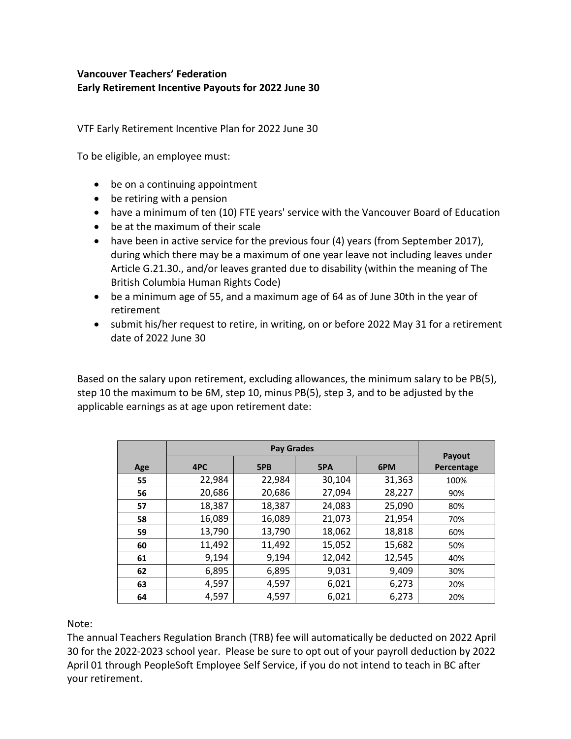**Vancouver Teachers' Federation**
**Early Retirement Incentive Payouts for 2022 June 30**

VTF Early Retirement Incentive Plan for 2022 June 30

To be eligible, an employee must:

- be on a continuing appointment
- be retiring with a pension
- have a minimum of ten (10) FTE years' service with the Vancouver Board of Education
- be at the maximum of their scale
- have been in active service for the previous four (4) years (from September 2017), during which there may be a maximum of one year leave not including leaves under Article G.21.30., and/or leaves granted due to disability (within the meaning of The British Columbia Human Rights Code)
- be a minimum age of 55, and a maximum age of 64 as of June 30th in the year of retirement
- submit his/her request to retire, in writing, on or before 2022 May 31 for a retirement date of 2022 June 30

Based on the salary upon retirement, excluding allowances, the minimum salary to be PB(5), step 10 the maximum to be 6M, step 10, minus PB(5), step 3, and to be adjusted by the applicable earnings as at age upon retirement date:

| | Pay Grades | | | | Payout Percentage |
|---|---|---|---|---|---|
| **Age** | **4PC** | **5PB** | **5PA** | **6PM** | |
| **55** | 22,984 | 22,984 | 30,104 | 31,363 | 100% |
| **56** | 20,686 | 20,686 | 27,094 | 28,227 | 90% |
| **57** | 18,387 | 18,387 | 24,083 | 25,090 | 80% |
| **58** | 16,089 | 16,089 | 21,073 | 21,954 | 70% |
| **59** | 13,790 | 13,790 | 18,062 | 18,818 | 60% |
| **60** | 11,492 | 11,492 | 15,052 | 15,682 | 50% |
| **61** | 9,194 | 9,194 | 12,042 | 12,545 | 40% |
| **62** | 6,895 | 6,895 | 9,031 | 9,409 | 30% |
| **63** | 4,597 | 4,597 | 6,021 | 6,273 | 20% |
| **64** | 4,597 | 4,597 | 6,021 | 6,273 | 20% |

Note:
The annual Teachers Regulation Branch (TRB) fee will automatically be deducted on 2022 April 30 for the 2022-2023 school year. Please be sure to opt out of your payroll deduction by 2022 April 01 through PeopleSoft Employee Self Service, if you do not intend to teach in BC after your retirement.